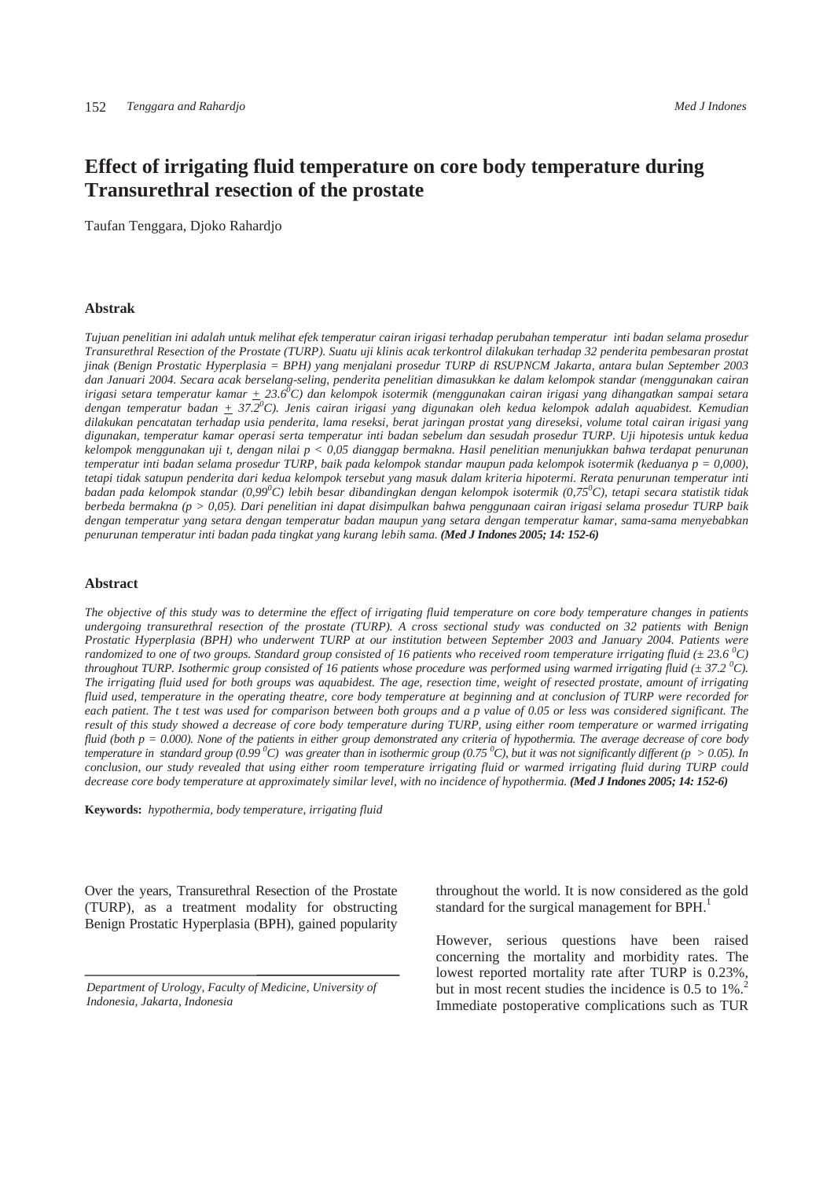# Effect of irrigating fluid temperature on core body temperature during Transurethral resection of the prostate

Taufan Tenggara, Djoko Rahardjo

### Abstrak

*Tujuan penelitian ini adalah untuk melihat efek temperatur cairan irigasi terhadap perubahan temperatur inti badan selama prosedur Transurethral Resection of the Prostate (TURP). Suatu uji klinis acak terkontrol dilakukan terhadap 32 penderita pembesaran prostat jinak (Benign Prostatic Hyperplasia = BPH) yang menjalani prosedur TURP di RSUPNCM Jakarta, antara bulan September 2003 dan Januari 2004. Secara acak berselang-seling, penderita penelitian dimasukkan ke dalam kelompok standar (menggunakan cairan irigasi setara temperatur kamar* $\pm$ *23.6*$^{0}$*C) dan kelompok isotermik (menggunakan cairan irigasi yang dihangatkan sampai setara dengan temperatur badan* $\pm$ *37.2*$^{0}$*C). Jenis cairan irigasi yang digunakan oleh kedua kelompok adalah aquabidest. Kemudian dilakukan pencatatan terhadap usia penderita, lama reseksi, berat jaringan prostat yang direseksi, volume total cairan irigasi yang digunakan, temperatur kamar operasi serta temperatur inti badan sebelum dan sesudah prosedur TURP. Uji hipotesis untuk kedua kelompok menggunakan uji t, dengan nilai* $p < 0,05$ *dianggap bermakna. Hasil penelitian menunjukkan bahwa terdapat penurunan temperatur inti badan selama prosedur TURP, baik pada kelompok standar maupun pada kelompok isotermik (keduanya* $p = 0,000$*), tetapi tidak satupun penderita dari kedua kelompok tersebut yang masuk dalam kriteria hipotermi. Rerata penurunan temperatur inti badan pada kelompok standar (0,99*$^{0}$*C) lebih besar dibandingkan dengan kelompok isotermik (0,75*$^{0}$*C), tetapi secara statistik tidak berbeda bermakna (*$p > 0,05$*). Dari penelitian ini dapat disimpulkan bahwa penggunaan cairan irigasi selama prosedur TURP baik dengan temperatur yang setara dengan temperatur badan maupun yang setara dengan temperatur kamar, sama-sama menyebabkan penurunan temperatur inti badan pada tingkat yang kurang lebih sama.* ***(Med J Indones 2005; 14: 152-6)***

### Abstract

*The objective of this study was to determine the effect of irrigating fluid temperature on core body temperature changes in patients undergoing transurethral resection of the prostate (TURP). A cross sectional study was conducted on 32 patients with Benign Prostatic Hyperplasia (BPH) who underwent TURP at our institution between September 2003 and January 2004. Patients were randomized to one of two groups. Standard group consisted of 16 patients who received room temperature irrigating fluid (*$\pm$ *23.6* $^{0}$*C) throughout TURP. Isothermic group consisted of 16 patients whose procedure was performed using warmed irrigating fluid (*$\pm$ *37.2* $^{0}$*C). The irrigating fluid used for both groups was aquabidest. The age, resection time, weight of resected prostate, amount of irrigating fluid used, temperature in the operating theatre, core body temperature at beginning and at conclusion of TURP were recorded for each patient. The t test was used for comparison between both groups and a p value of 0.05 or less was considered significant. The result of this study showed a decrease of core body temperature during TURP, using either room temperature or warmed irrigating fluid (both* $p = 0.000$*). None of the patients in either group demonstrated any criteria of hypothermia. The average decrease of core body temperature in standard group (0.99* $^{0}$*C) was greater than in isothermic group (0.75* $^{0}$*C), but it was not significantly different (*$p > 0.05$*). In conclusion, our study revealed that using either room temperature irrigating fluid or warmed irrigating fluid during TURP could decrease core body temperature at approximately similar level, with no incidence of hypothermia.* ***(Med J Indones 2005; 14: 152-6)***

**Keywords:** *hypothermia, body temperature, irrigating fluid*

*Department of Urology, Faculty of Medicine, University of Indonesia, Jakarta, Indonesia*

Over the years, Transurethral Resection of the Prostate (TURP), as a treatment modality for obstructing Benign Prostatic Hyperplasia (BPH), gained popularity throughout the world. It is now considered as the gold standard for the surgical management for BPH.[1]

However, serious questions have been raised concerning the mortality and morbidity rates. The lowest reported mortality rate after TURP is 0.23%, but in most recent studies the incidence is 0.5 to 1%.[2] Immediate postoperative complications such as TUR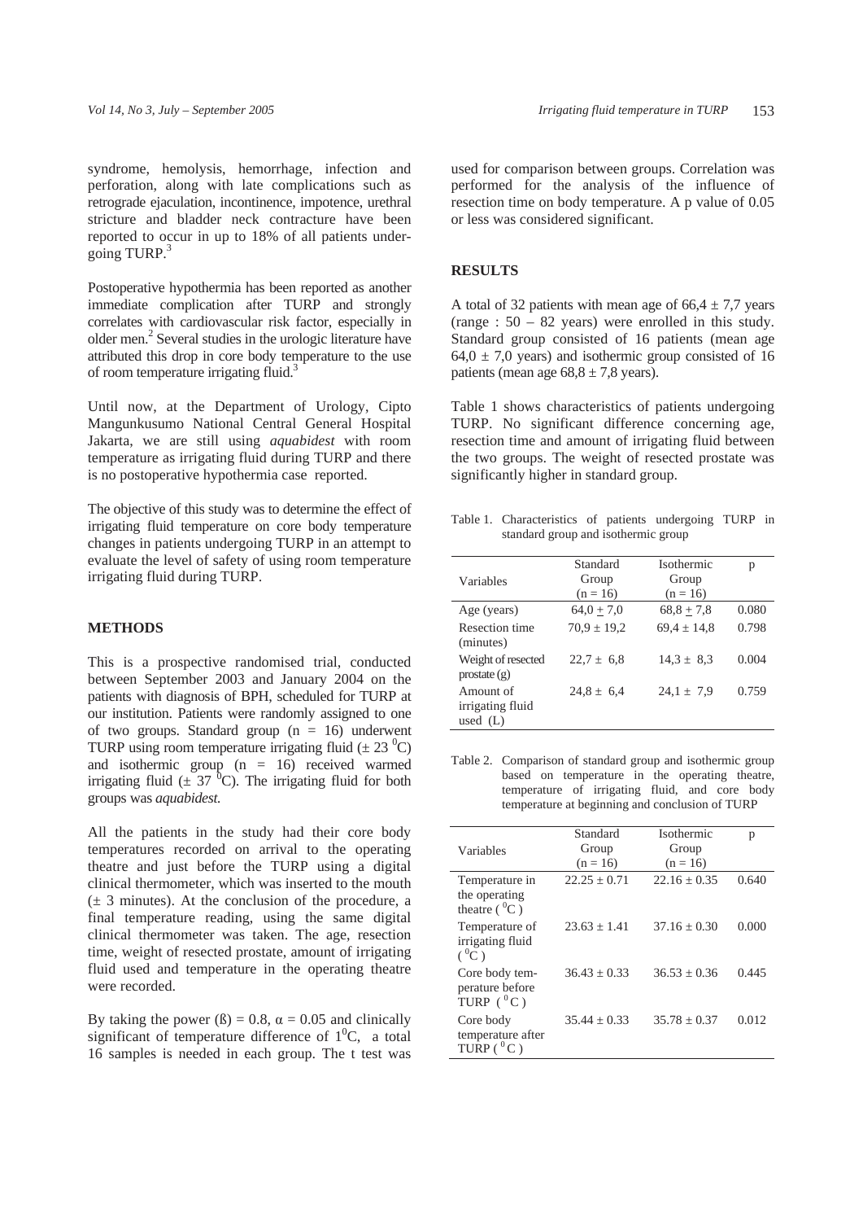syndrome, hemolysis, hemorrhage, infection and perforation, along with late complications such as retrograde ejaculation, incontinence, impotence, urethral stricture and bladder neck contracture have been reported to occur in up to 18% of all patients undergoing TURP.[3]

Postoperative hypothermia has been reported as another immediate complication after TURP and strongly correlates with cardiovascular risk factor, especially in older men.[2] Several studies in the urologic literature have attributed this drop in core body temperature to the use of room temperature irrigating fluid.[3]

Until now, at the Department of Urology, Cipto Mangunkusumo National Central General Hospital Jakarta, we are still using *aquabidest* with room temperature as irrigating fluid during TURP and there is no postoperative hypothermia case reported.

The objective of this study was to determine the effect of irrigating fluid temperature on core body temperature changes in patients undergoing TURP in an attempt to evaluate the level of safety of using room temperature irrigating fluid during TURP.

## METHODS

This is a prospective randomised trial, conducted between September 2003 and January 2004 on the patients with diagnosis of BPH, scheduled for TURP at our institution. Patients were randomly assigned to one of two groups. Standard group (n = 16) underwent TURP using room temperature irrigating fluid (± 23 $^0$C) and isothermic group (n = 16) received warmed irrigating fluid (± 37 $^0$C). The irrigating fluid for both groups was *aquabidest.*

All the patients in the study had their core body temperatures recorded on arrival to the operating theatre and just before the TURP using a digital clinical thermometer, which was inserted to the mouth (± 3 minutes). At the conclusion of the procedure, a final temperature reading, using the same digital clinical thermometer was taken. The age, resection time, weight of resected prostate, amount of irrigating fluid used and temperature in the operating theatre were recorded.

By taking the power (ß) = 0.8, $\alpha$ = 0.05 and clinically significant of temperature difference of 1$^0$C, a total 16 samples is needed in each group. The t test was used for comparison between groups. Correlation was performed for the analysis of the influence of resection time on body temperature. A p value of 0.05 or less was considered significant.

## RESULTS

A total of 32 patients with mean age of 66,4 ± 7,7 years (range : 50 – 82 years) were enrolled in this study. Standard group consisted of 16 patients (mean age 64,0 ± 7,0 years) and isothermic group consisted of 16 patients (mean age 68,8 ± 7,8 years).

Table 1 shows characteristics of patients undergoing TURP. No significant difference concerning age, resection time and amount of irrigating fluid between the two groups. The weight of resected prostate was significantly higher in standard group.

Table 1. Characteristics of patients undergoing TURP in standard group and isothermic group

| Variables | Standard Group (n = 16) | Isothermic Group (n = 16) | p |
|---|---|---|---|
| Age (years) | 64,0 ± 7,0 | 68,8 ± 7,8 | 0.080 |
| Resection time (minutes) | 70,9 ± 19,2 | 69,4 ± 14,8 | 0.798 |
| Weight of resected prostate (g) | 22,7 ± 6,8 | 14,3 ± 8,3 | 0.004 |
| Amount of irrigating fluid used (L) | 24,8 ± 6,4 | 24,1 ± 7,9 | 0.759 |

Table 2. Comparison of standard group and isothermic group based on temperature in the operating theatre, temperature of irrigating fluid, and core body temperature at beginning and conclusion of TURP

| Variables | Standard Group (n = 16) | Isothermic Group (n = 16) | p |
|---|---|---|---|
| Temperature in the operating theatre ($^0$C) | 22.25 ± 0.71 | 22.16 ± 0.35 | 0.640 |
| Temperature of irrigating fluid ($^0$C) | 23.63 ± 1.41 | 37.16 ± 0.30 | 0.000 |
| Core body temperature before TURP ($^0$C) | 36.43 ± 0.33 | 36.53 ± 0.36 | 0.445 |
| Core body temperature after TURP ($^0$C) | 35.44 ± 0.33 | 35.78 ± 0.37 | 0.012 |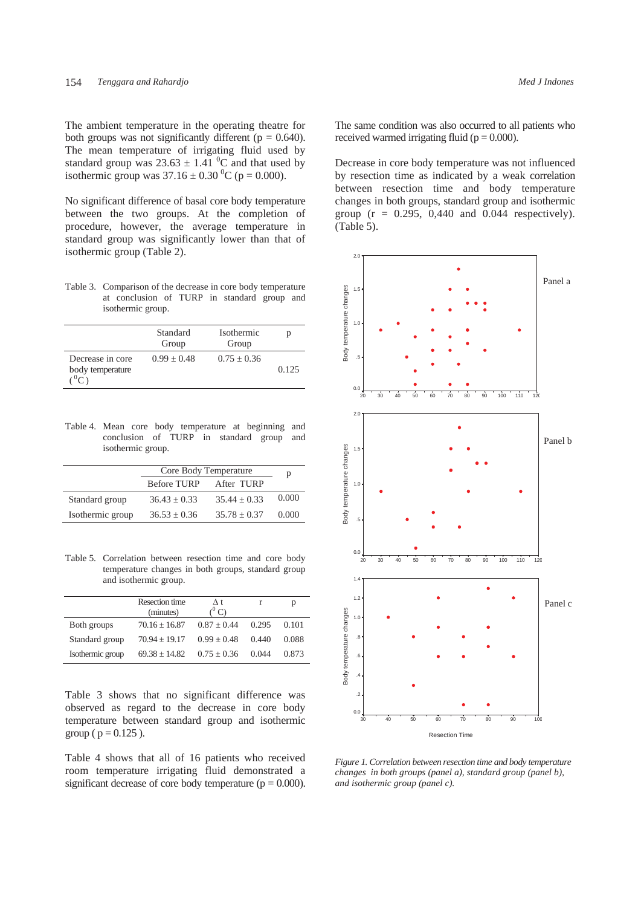The ambient temperature in the operating theatre for both groups was not significantly different ($p = 0.640$). The mean temperature of irrigating fluid used by standard group was $23.63 \pm 1.41$ $^0$C and that used by isothermic group was $37.16 \pm 0.30$ $^0$C ($p = 0.000$).

No significant difference of basal core body temperature between the two groups. At the completion of procedure, however, the average temperature in standard group was significantly lower than that of isothermic group (Table 2).

Table 3. Comparison of the decrease in core body temperature at conclusion of TURP in standard group and isothermic group.

| | Standard Group | Isothermic Group | p |
|---|---|---|---|
| Decrease in core body temperature ($^0$C) | $0.99 \pm 0.48$ | $0.75 \pm 0.36$ | 0.125 |

Table 4. Mean core body temperature at beginning and conclusion of TURP in standard group and isothermic group.

| | Core Body Temperature | | p |
|---|---|---|---|
| | Before TURP | After TURP | |
| Standard group | $36.43 \pm 0.33$ | $35.44 \pm 0.33$ | 0.000 |
| Isothermic group | $36.53 \pm 0.36$ | $35.78 \pm 0.37$ | 0.000 |

Table 5. Correlation between resection time and core body temperature changes in both groups, standard group and isothermic group.

| | Resection time (minutes) | $\Delta$ t ($^0$C) | r | p |
|---|---|---|---|---|
| Both groups | $70.16 \pm 16.87$ | $0.87 \pm 0.44$ | 0.295 | 0.101 |
| Standard group | $70.94 \pm 19.17$ | $0.99 \pm 0.48$ | 0.440 | 0.088 |
| Isothermic group | $69.38 \pm 14.82$ | $0.75 \pm 0.36$ | 0.044 | 0.873 |

Table 3 shows that no significant difference was observed as regard to the decrease in core body temperature between standard group and isothermic group ( $p = 0.125$ ).

Table 4 shows that all of 16 patients who received room temperature irrigating fluid demonstrated a significant decrease of core body temperature ($p = 0.000$). The same condition was also occurred to all patients who received warmed irrigating fluid ($p = 0.000$).

Decrease in core body temperature was not influenced by resection time as indicated by a weak correlation between resection time and body temperature changes in both groups, standard group and isothermic group (r = 0.295, 0,440 and 0.044 respectively). (Table 5).

Panel a

Body temperature changes

2.0
1.5
1.0
.5
0.0

20 30 40 50 60 70 80 90 100 110 120

Panel b

Body temperature changes

2.0
1.5
1.0
.5
0.0

20 30 40 50 60 70 80 90 100 110 120

Panel c

Body temperature changes

1.4
1.2
1.0
.8
.6
.4
.2
0.0

30 40 50 60 70 80 90 100

Resection Time

*Figure 1. Correlation between resection time and body temperature changes in both groups (panel a), standard group (panel b), and isothermic group (panel c).*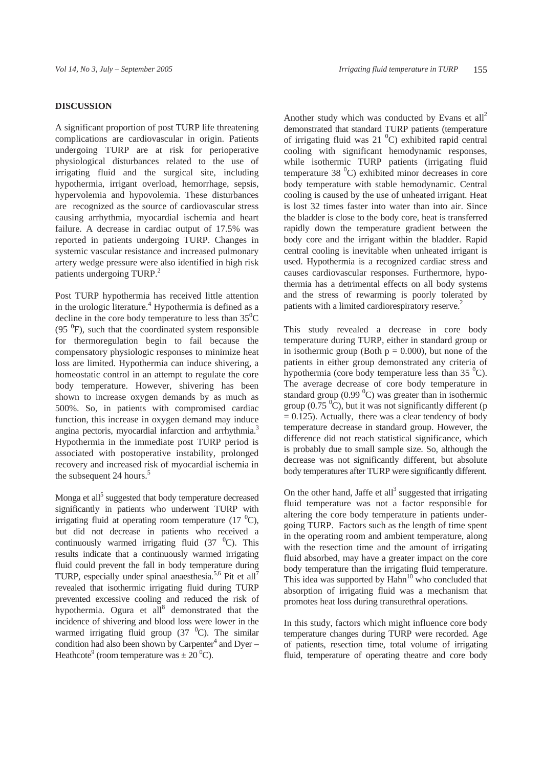## DISCUSSION

A significant proportion of post TURP life threatening complications are cardiovascular in origin. Patients undergoing TURP are at risk for perioperative physiological disturbances related to the use of irrigating fluid and the surgical site, including hypothermia, irrigant overload, hemorrhage, sepsis, hypervolemia and hypovolemia. These disturbances are recognized as the source of cardiovascular stress causing arrhythmia, myocardial ischemia and heart failure. A decrease in cardiac output of 17.5% was reported in patients undergoing TURP. Changes in systemic vascular resistance and increased pulmonary artery wedge pressure were also identified in high risk patients undergoing TURP.[2]

Post TURP hypothermia has received little attention in the urologic literature.[4] Hypothermia is defined as a decline in the core body temperature to less than $35^0$C ($95\ ^0$F), such that the coordinated system responsible for thermoregulation begin to fail because the compensatory physiologic responses to minimize heat loss are limited. Hypothermia can induce shivering, a homeostatic control in an attempt to regulate the core body temperature. However, shivering has been shown to increase oxygen demands by as much as 500%. So, in patients with compromised cardiac function, this increase in oxygen demand may induce angina pectoris, myocardial infarction and arrhythmia.[3] Hypothermia in the immediate post TURP period is associated with postoperative instability, prolonged recovery and increased risk of myocardial ischemia in the subsequent 24 hours.[5]

Monga et all[5] suggested that body temperature decreased significantly in patients who underwent TURP with irrigating fluid at operating room temperature ($17\ ^0$C), but did not decrease in patients who received a continuously warmed irrigating fluid ($37\ ^0$C). This results indicate that a continuously warmed irrigating fluid could prevent the fall in body temperature during TURP, especially under spinal anaesthesia.[5,6] Pit et all[7] revealed that isothermic irrigating fluid during TURP prevented excessive cooling and reduced the risk of hypothermia. Ogura et all[8] demonstrated that the incidence of shivering and blood loss were lower in the warmed irrigating fluid group ($37\ ^0$C). The similar condition had also been shown by Carpenter[4] and Dyer – Heathcote[9] (room temperature was $\pm\ 20\ ^0$C).

Another study which was conducted by Evans et all[2] demonstrated that standard TURP patients (temperature of irrigating fluid was $21\ ^0$C) exhibited rapid central cooling with significant hemodynamic responses, while isothermic TURP patients (irrigating fluid temperature $38\ ^0$C) exhibited minor decreases in core body temperature with stable hemodynamic. Central cooling is caused by the use of unheated irrigant. Heat is lost 32 times faster into water than into air. Since the bladder is close to the body core, heat is transferred rapidly down the temperature gradient between the body core and the irrigant within the bladder. Rapid central cooling is inevitable when unheated irrigant is used. Hypothermia is a recognized cardiac stress and causes cardiovascular responses. Furthermore, hypothermia has a detrimental effects on all body systems and the stress of rewarming is poorly tolerated by patients with a limited cardiorespiratory reserve.[2]

This study revealed a decrease in core body temperature during TURP, either in standard group or in isothermic group (Both $p = 0.000$), but none of the patients in either group demonstrated any criteria of hypothermia (core body temperature less than $35\ ^0$C). The average decrease of core body temperature in standard group ($0.99\ ^0$C) was greater than in isothermic group ($0.75\ ^0$C), but it was not significantly different ($p = 0.125$). Actually, there was a clear tendency of body temperature decrease in standard group. However, the difference did not reach statistical significance, which is probably due to small sample size. So, although the decrease was not significantly different, but absolute body temperatures after TURP were significantly different.

On the other hand, Jaffe et all[3] suggested that irrigating fluid temperature was not a factor responsible for altering the core body temperature in patients undergoing TURP. Factors such as the length of time spent in the operating room and ambient temperature, along with the resection time and the amount of irrigating fluid absorbed, may have a greater impact on the core body temperature than the irrigating fluid temperature. This idea was supported by Hahn[10] who concluded that absorption of irrigating fluid was a mechanism that promotes heat loss during transurethral operations.

In this study, factors which might influence core body temperature changes during TURP were recorded. Age of patients, resection time, total volume of irrigating fluid, temperature of operating theatre and core body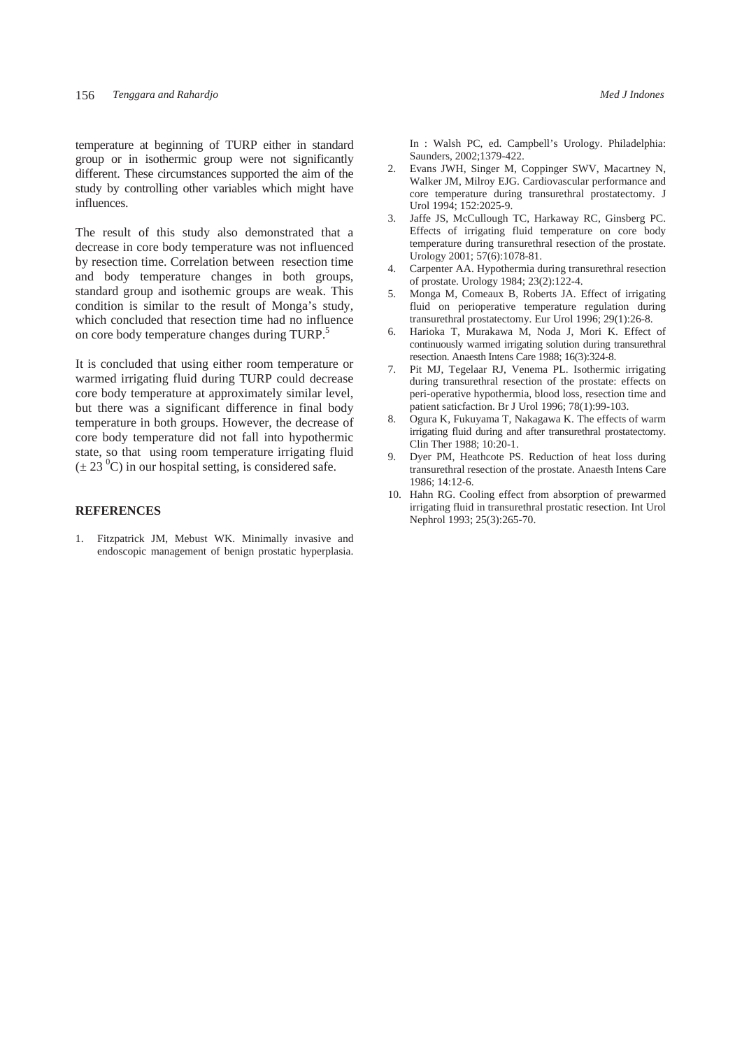temperature at beginning of TURP either in standard group or in isothermic group were not significantly different. These circumstances supported the aim of the study by controlling other variables which might have influences.

The result of this study also demonstrated that a decrease in core body temperature was not influenced by resection time. Correlation between resection time and body temperature changes in both groups, standard group and isothemic groups are weak. This condition is similar to the result of Monga's study, which concluded that resection time had no influence on core body temperature changes during TURP.[5]

It is concluded that using either room temperature or warmed irrigating fluid during TURP could decrease core body temperature at approximately similar level, but there was a significant difference in final body temperature in both groups. However, the decrease of core body temperature did not fall into hypothermic state, so that using room temperature irrigating fluid ($\pm$ 23 $^{0}$C) in our hospital setting, is considered safe.

## REFERENCES

1. Fitzpatrick JM, Mebust WK. Minimally invasive and endoscopic management of benign prostatic hyperplasia. In : Walsh PC, ed. Campbell's Urology. Philadelphia: Saunders, 2002;1379-422.
2. Evans JWH, Singer M, Coppinger SWV, Macartney N, Walker JM, Milroy EJG. Cardiovascular performance and core temperature during transurethral prostatectomy. J Urol 1994; 152:2025-9.
3. Jaffe JS, McCullough TC, Harkaway RC, Ginsberg PC. Effects of irrigating fluid temperature on core body temperature during transurethral resection of the prostate. Urology 2001; 57(6):1078-81.
4. Carpenter AA. Hypothermia during transurethral resection of prostate. Urology 1984; 23(2):122-4.
5. Monga M, Comeaux B, Roberts JA. Effect of irrigating fluid on perioperative temperature regulation during transurethral prostatectomy. Eur Urol 1996; 29(1):26-8.
6. Harioka T, Murakawa M, Noda J, Mori K. Effect of continuously warmed irrigating solution during transurethral resection. Anaesth Intens Care 1988; 16(3):324-8.
7. Pit MJ, Tegelaar RJ, Venema PL. Isothermic irrigating during transurethral resection of the prostate: effects on peri-operative hypothermia, blood loss, resection time and patient saticfaction. Br J Urol 1996; 78(1):99-103.
8. Ogura K, Fukuyama T, Nakagawa K. The effects of warm irrigating fluid during and after transurethral prostatectomy. Clin Ther 1988; 10:20-1.
9. Dyer PM, Heathcote PS. Reduction of heat loss during transurethral resection of the prostate. Anaesth Intens Care 1986; 14:12-6.
10. Hahn RG. Cooling effect from absorption of prewarmed irrigating fluid in transurethral prostatic resection. Int Urol Nephrol 1993; 25(3):265-70.